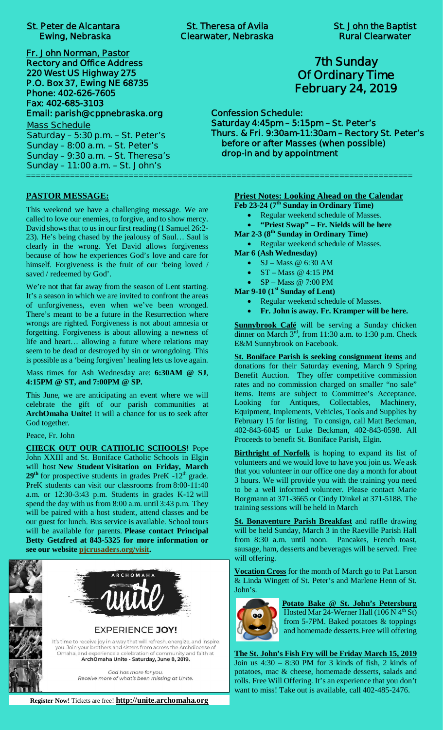**St. Peter de Alcantara**
**Ewing, Nebraska**

**St. Theresa of Avila**
**Clearwater, Nebraska**

**St. John the Baptist**
**Rural Clearwater**

**Fr. John Norman, Pastor**
**Rectory and Office Address**
**220 West US Highway 275**
**P.O. Box 37, Ewing NE 68735**
**Phone: 402-626-7605**
**Fax: 402-685-3103**
**Email: parish@cppnebraska.org**

Mass Schedule
Saturday – 5:30 p.m. – St. Peter's
Sunday – 8:00 a.m. – St. Peter's
Sunday – 9:30 a.m. – St. Theresa's
Sunday – 11:00 a.m. – St. John's

# 7th Sunday Of Ordinary Time February 24, 2019

**Confession Schedule:**
**Saturday 4:45pm – 5:15pm – St. Peter's**
**Thurs. & Fri. 9:30am-11:30am – Rectory St. Peter's**
**before or after Masses (when possible)**
**drop-in and by appointment**

---

## PASTOR MESSAGE:

This weekend we have a challenging message. We are called to love our enemies, to forgive, and to show mercy. David shows that to us in our first reading (1 Samuel 26:2-23). He's being chased by the jealousy of Saul… Saul is clearly in the wrong. Yet David allows forgiveness because of how he experiences God's love and care for himself. Forgiveness is the fruit of our 'being loved / saved / redeemed by God'.

We're not that far away from the season of Lent starting. It's a season in which we are invited to confront the areas of unforgiveness, even when we've been wronged. There's meant to be a future in the Resurrection where wrongs are righted. Forgiveness is not about amnesia or forgetting. Forgiveness is about allowing a newness of life and heart… allowing a future where relations may seem to be dead or destroyed by sin or wrongdoing. This is possible as a 'being forgiven' healing lets us love again.

Mass times for Ash Wednesday are: **6:30AM @ SJ**, **4:15PM @ ST, and 7:00PM @ SP.**

This June, we are anticipating an event where we will celebrate the gift of our parish communities at **ArchOmaha Unite!** It will a chance for us to seek after God together.

Peace, Fr. John

**CHECK OUT OUR CATHOLIC SCHOOLS!** Pope John XXIII and St. Boniface Catholic Schools in Elgin will host **New Student Visitation on Friday, March 29th** for prospective students in grades PreK -12th grade. PreK students can visit our classrooms from 8:00-11:40 a.m. or 12:30-3:43 p.m. Students in grades K-12 will spend the day with us from 8:00 a.m. until 3:43 p.m. They will be paired with a host student, attend classes and be our guest for lunch. Bus service is available. School tours will be available for parents. **Please contact Principal Betty Getzfred at 843-5325 for more information or see our website pjcrusaders.org/visit.**

ARCHOMAHA unite

EXPERIENCE **JOY!**

It's time to receive joy in a way that will refresh, energize, and inspire you. Join your brothers and sisters from across the Archdiocese of Omaha, and experience a celebration of community and faith at
ArchOmaha Unite - Saturday, June 8, 2019.

*God has more for you.*
*Receive more of what's been missing at Unite.*

**Register Now!** Tickets are free! **http://unite.archomaha.org**

## Priest Notes: Looking Ahead on the Calendar

**Feb 23-24 (7th Sunday in Ordinary Time)**
- Regular weekend schedule of Masses.
- **"Priest Swap" – Fr. Nields will be here**

**Mar 2-3 (8th Sunday in Ordinary Time)**
- Regular weekend schedule of Masses.

**Mar 6 (Ash Wednesday)**
- SJ – Mass @ 6:30 AM
- ST – Mass @ 4:15 PM
- SP – Mass @ 7:00 PM

**Mar 9-10 (1st Sunday of Lent)**
- Regular weekend schedule of Masses.
- **Fr. John is away. Fr. Kramper will be here.**

**Sunnybrook Café** will be serving a Sunday chicken dinner on March 3rd, from 11:30 a.m. to 1:30 p.m. Check E&M Sunnybrook on Facebook.

**St. Boniface Parish is seeking consignment items** and donations for their Saturday evening, March 9 Spring Benefit Auction. They offer competitive commission rates and no commission charged on smaller "no sale" items. Items are subject to Committee's Acceptance. Looking for Antiques, Collectables, Machinery, Equipment, Implements, Vehicles, Tools and Supplies by February 15 for listing. To consign, call Matt Beckman, 402-843-6045 or Luke Beckman, 402-843-0598. All Proceeds to benefit St. Boniface Parish, Elgin.

**Birthright of Norfolk** is hoping to expand its list of volunteers and we would love to have you join us. We ask that you volunteer in our office one day a month for about 3 hours. We will provide you with the training you need to be a well informed volunteer. Please contact Marie Borgmann at 371-3665 or Cindy Dinkel at 371-5188. The training sessions will be held in March

**St. Bonaventure Parish Breakfast** and raffle drawing will be held Sunday, March 3 in the Raeville Parish Hall from 8:30 a.m. until noon. Pancakes, French toast, sausage, ham, desserts and beverages will be served. Free will offering.

**Vocation Cross** for the month of March go to Pat Larson & Linda Wingett of St. Peter's and Marlene Henn of St. John's.

**Potato Bake @ St. John's Petersburg** Hosted Mar 24-Werner Hall (106 N 4th St) from 5-7PM. Baked potatoes & toppings and homemade desserts.Free will offering

**The St. John's Fish Fry will be Friday March 15, 2019** Join us 4:30 – 8:30 PM for 3 kinds of fish, 2 kinds of potatoes, mac & cheese, homemade desserts, salads and rolls. Free Will Offering. It's an experience that you don't want to miss! Take out is available, call 402-485-2476.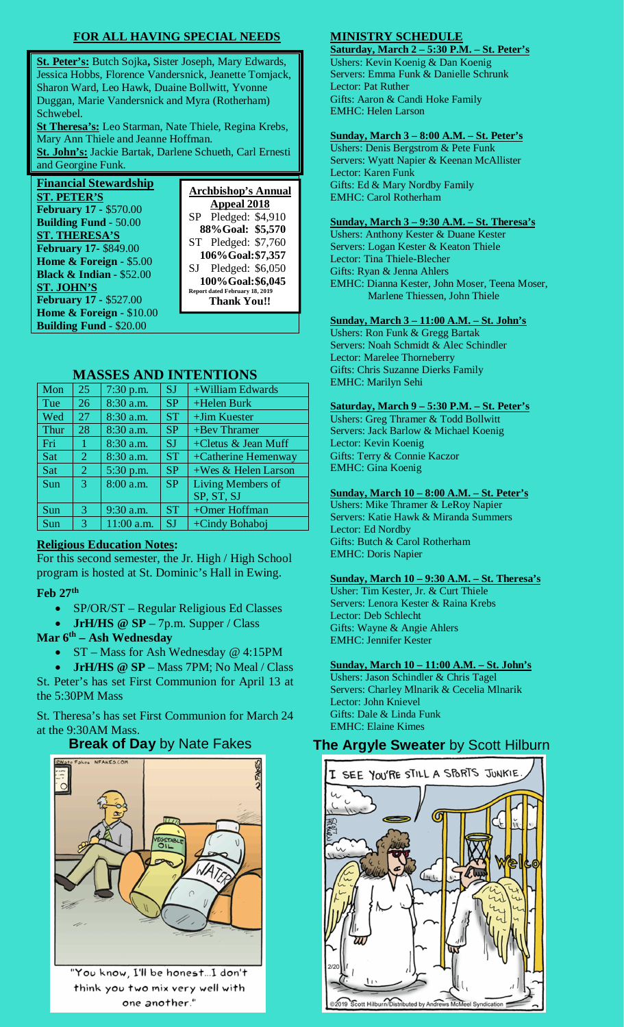## FOR ALL HAVING SPECIAL NEEDS

**St. Peter's:** Butch Sojka**,** Sister Joseph, Mary Edwards, Jessica Hobbs, Florence Vandersnick, Jeanette Tomjack, Sharon Ward, Leo Hawk, Duaine Bollwitt, Yvonne Duggan, Marie Vandersnick and Myra (Rotherham) Schwebel.

**St Theresa's:** Leo Starman, Nate Thiele, Regina Krebs, Mary Ann Thiele and Jeanne Hoffman.

**St. John's:** Jackie Bartak, Darlene Schueth, Carl Ernesti and Georgine Funk.

**Financial Stewardship**

**ST. PETER'S**
**February 17 -** $570.00
**Building Fund -** 50.00

**ST. THERESA'S**
**February 17-** $849.00
**Home & Foreign -** $5.00
**Black & Indian -** $52.00

**ST. JOHN'S**
**February 17 -** $527.00
**Home & Foreign -** $10.00
**Building Fund -** $20.00

**Archbishop's Annual Appeal 2018**

SP Pledged: $4,910
**88%Goal: $5,570**
ST Pledged: $7,760
**106%Goal:$7,357**
SJ Pledged: $6,050
**100%Goal:$6,045**
**Report dated February 18, 2019**
**Thank You!!**

## MASSES AND INTENTIONS

| | | | | |
|---|---|---|---|---|
| Mon | 25 | 7:30 p.m. | SJ | +William Edwards |
| Tue | 26 | 8:30 a.m. | SP | +Helen Burk |
| Wed | 27 | 8:30 a.m. | ST | +Jim Kuester |
| Thur | 28 | 8:30 a.m. | SP | +Bev Thramer |
| Fri | 1 | 8:30 a.m. | SJ | +Cletus & Jean Muff |
| Sat | 2 | 8:30 a.m. | ST | +Catherine Hemenway |
| Sat | 2 | 5:30 p.m. | SP | +Wes & Helen Larson |
| Sun | 3 | 8:00 a.m. | SP | Living Members of SP, ST, SJ |
| Sun | 3 | 9:30 a.m. | ST | +Omer Hoffman |
| Sun | 3 | 11:00 a.m. | SJ | +Cindy Bohaboj |

**Religious Education Notes:**

For this second semester, the Jr. High / High School program is hosted at St. Dominic's Hall in Ewing.

**Feb 27th**

- SP/OR/ST – Regular Religious Ed Classes
- **JrH/HS @ SP** – 7p.m. Supper / Class

**Mar 6th – Ash Wednesday**

- ST – Mass for Ash Wednesday @ 4:15PM
- **JrH/HS @ SP** – Mass 7PM; No Meal / Class

St. Peter's has set First Communion for April 13 at the 5:30PM Mass

St. Theresa's has set First Communion for March 24 at the 9:30AM Mass.

**Break of Day** by Nate Fakes

"You know, I'll be honest...I don't think you two mix very well with one another."

## MINISTRY SCHEDULE

**Saturday, March 2 – 5:30 P.M. – St. Peter's**
Ushers: Kevin Koenig & Dan Koenig
Servers: Emma Funk & Danielle Schrunk
Lector: Pat Ruther
Gifts: Aaron & Candi Hoke Family
EMHC: Helen Larson

**Sunday, March 3 – 8:00 A.M. – St. Peter's**
Ushers: Denis Bergstrom & Pete Funk
Servers: Wyatt Napier & Keenan McAllister
Lector: Karen Funk
Gifts: Ed & Mary Nordby Family
EMHC: Carol Rotherham

**Sunday, March 3 – 9:30 A.M. – St. Theresa's**
Ushers: Anthony Kester & Duane Kester
Servers: Logan Kester & Keaton Thiele
Lector: Tina Thiele-Blecher
Gifts: Ryan & Jenna Ahlers
EMHC: Dianna Kester, John Moser, Teena Moser, Marlene Thiessen, John Thiele

**Sunday, March 3 – 11:00 A.M. – St. John's**
Ushers: Ron Funk & Gregg Bartak
Servers: Noah Schmidt & Alec Schindler
Lector: Marelee Thorneberry
Gifts: Chris Suzanne Dierks Family
EMHC: Marilyn Sehi

**Saturday, March 9 – 5:30 P.M. – St. Peter's**
Ushers: Greg Thramer & Todd Bollwitt
Servers: Jack Barlow & Michael Koenig
Lector: Kevin Koenig
Gifts: Terry & Connie Kaczor
EMHC: Gina Koenig

**Sunday, March 10 – 8:00 A.M. – St. Peter's**
Ushers: Mike Thramer & LeRoy Napier
Servers: Katie Hawk & Miranda Summers
Lector: Ed Nordby
Gifts: Butch & Carol Rotherham
EMHC: Doris Napier

**Sunday, March 10 – 9:30 A.M. – St. Theresa's**
Usher: Tim Kester, Jr. & Curt Thiele
Servers: Lenora Kester & Raina Krebs
Lector: Deb Schlecht
Gifts: Wayne & Angie Ahlers
EMHC: Jennifer Kester

**Sunday, March 10 – 11:00 A.M. – St. John's**
Ushers: Jason Schindler & Chris Tagel
Servers: Charley Mlnarik & Cecelia Mlnarik
Lector: John Knievel
Gifts: Dale & Linda Funk
EMHC: Elaine Kimes

**The Argyle Sweater** by Scott Hilburn